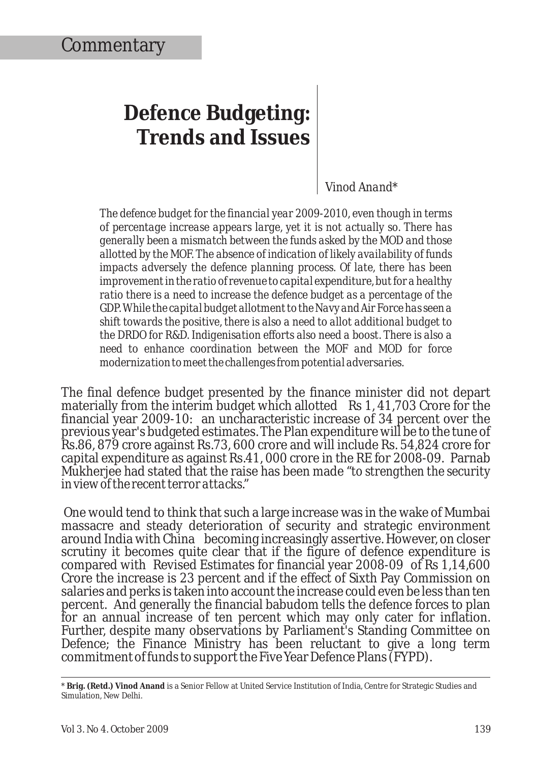Commentary

# Defence Budgeting: Trends and Issues

*Vinod Anand\**

*The defence budget for the financial year 2009-2010, even though in terms of percentage increase appears large, yet it is not actually so. There has generally been a mismatch between the funds asked by the MOD and those allotted by the MOF. The absence of indication of likely availability of funds impacts adversely the defence planning process. Of late, there has been improvement in the ratio of revenue to capital expenditure, but for a healthy ratio there is a need to increase the defence budget as a percentage of the GDP. While the capital budget allotment to the Navy and Air Force has seen a shift towards the positive, there is also a need to allot additional budget to the DRDO for R&D. Indigenisation efforts also need a boost. There is also a need to enhance coordination between the MOF and MOD for force modernization to meet the challenges from potential adversaries.*

The final defence budget presented by the finance minister did not depart materially from the interim budget which allotted Rs 1, 41,703 Crore for the financial year 2009-10: an uncharacteristic increase of 34 percent over the previous year's budgeted estimates. The Plan expenditure will be to the tune of Rs.86, 879 crore against Rs.73, 600 crore and will include Rs. 54,824 crore for capital expenditure as against Rs.41, 000 crore in the RE for 2008-09. Parnab Mukherjee had stated that the raise has been made "to strengthen the security in view of the recent terror attacks."

One would tend to think that such a large increase was in the wake of Mumbai massacre and steady deterioration of security and strategic environment around India with China becoming increasingly assertive. However, on closer scrutiny it becomes quite clear that if the figure of defence expenditure is compared with Revised Estimates for financial year 2008-09 of Rs 1,14,600 Crore the increase is 23 percent and if the effect of Sixth Pay Commission on salaries and perks is taken into account the increase could even be less than ten percent. And generally the financial babudom tells the defence forces to plan for an annual increase of ten percent which may only cater for inflation. Further, despite many observations by Parliament's Standing Committee on Defence; the Finance Ministry has been reluctant to give a long term commitment of funds to support the Five Year Defence Plans (FYPD).

\* **Brig. (Retd.) Vinod Anand** is a Senior Fellow at United Service Institution of India, Centre for Strategic Studies and Simulation, New Delhi.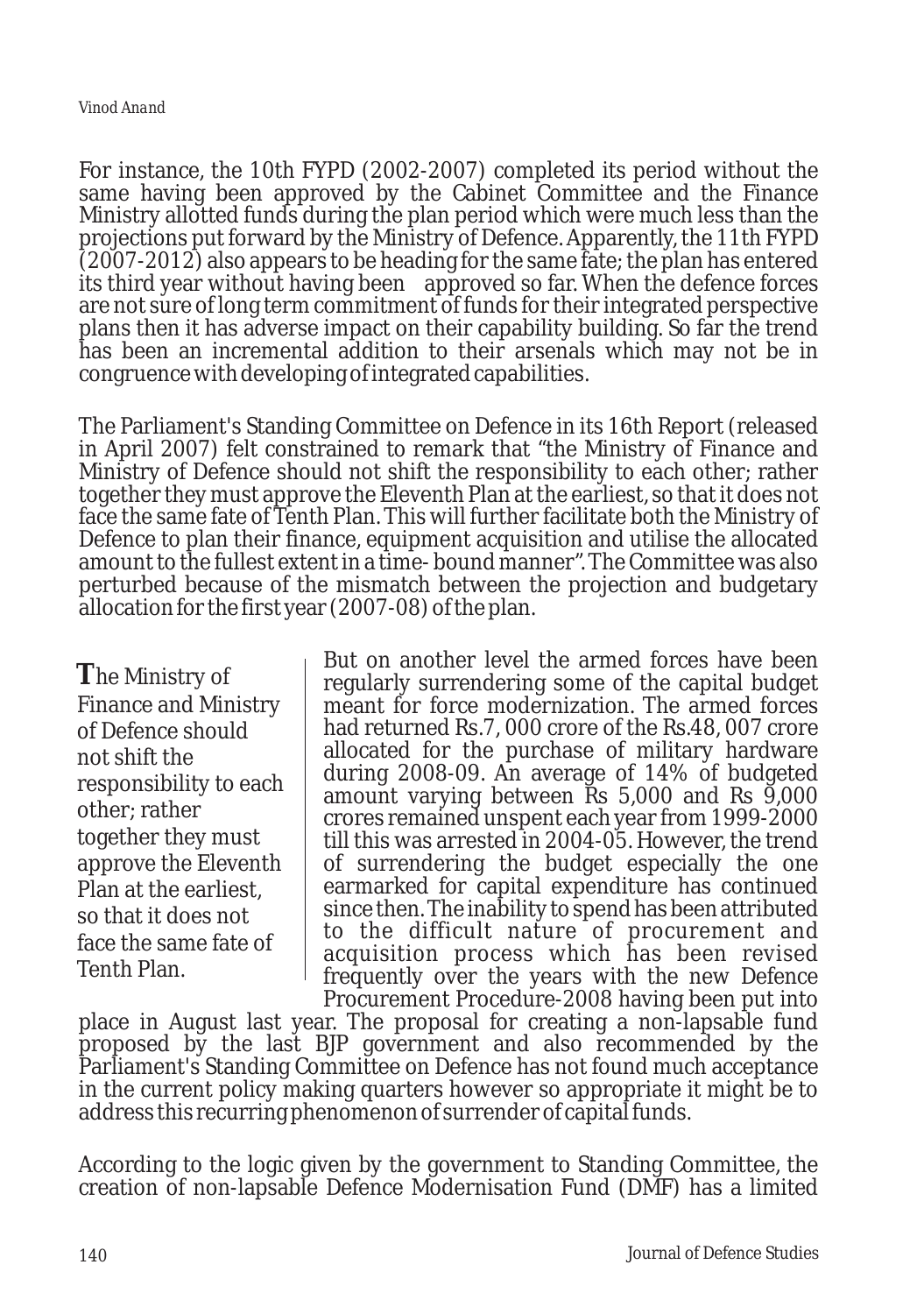For instance, the 10th FYPD (2002-2007) completed its period without the same having been approved by the Cabinet Committee and the Finance Ministry allotted funds during the plan period which were much less than the projections put forward by the Ministry of Defence. Apparently, the 11th FYPD (2007-2012) also appears to be heading for the same fate; the plan has entered its third year without having been approved so far. When the defence forces are not sure of long term commitment of funds for their integrated perspective plans then it has adverse impact on their capability building. So far the trend has been an incremental addition to their arsenals which may not be in congruence with developing of integrated capabilities.

The Parliament's Standing Committee on Defence in its 16th Report (released in April 2007) felt constrained to remark that "the Ministry of Finance and Ministry of Defence should not shift the responsibility to each other; rather together they must approve the Eleventh Plan at the earliest, so that it does not face the same fate of Tenth Plan. This will further facilitate both the Ministry of Defence to plan their finance, equipment acquisition and utilise the allocated amount to the fullest extent in a time- bound manner". The Committee was also perturbed because of the mismatch between the projection and budgetary allocation for the first year (2007-08) of the plan.

> **T**he Ministry of Finance and Ministry of Defence should not shift the responsibility to each other; rather together they must approve the Eleventh Plan at the earliest, so that it does not face the same fate of Tenth Plan.

But on another level the armed forces have been regularly surrendering some of the capital budget meant for force modernization. The armed forces had returned Rs.7, 000 crore of the Rs.48, 007 crore allocated for the purchase of military hardware during 2008-09. An average of 14% of budgeted amount varying between Rs 5,000 and Rs 9,000 crores remained unspent each year from 1999-2000 till this was arrested in 2004-05. However, the trend of surrendering the budget especially the one earmarked for capital expenditure has continued since then. The inability to spend has been attributed to the difficult nature of procurement and acquisition process which has been revised frequently over the years with the new Defence Procurement Procedure-2008 having been put into place in August last year. The proposal for creating a non-lapsable fund proposed by the last BJP government and also recommended by the Parliament's Standing Committee on Defence has not found much acceptance in the current policy making quarters however so appropriate it might be to address this recurring phenomenon of surrender of capital funds.

According to the logic given by the government to Standing Committee, the creation of non-lapsable Defence Modernisation Fund (DMF) has a limited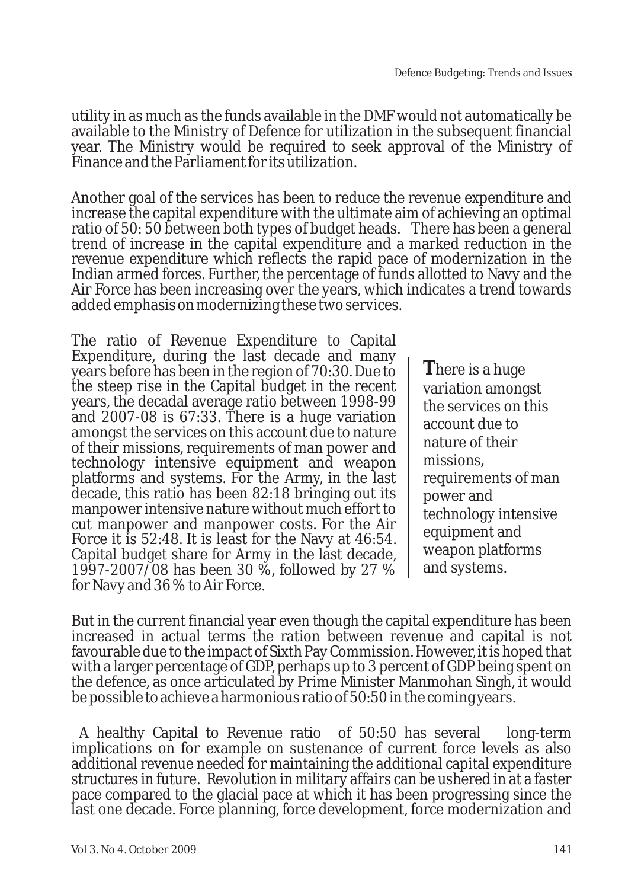utility in as much as the funds available in the DMF would not automatically be available to the Ministry of Defence for utilization in the subsequent financial year. The Ministry would be required to seek approval of the Ministry of Finance and the Parliament for its utilization.

Another goal of the services has been to reduce the revenue expenditure and increase the capital expenditure with the ultimate aim of achieving an optimal ratio of 50: 50 between both types of budget heads. There has been a general trend of increase in the capital expenditure and a marked reduction in the revenue expenditure which reflects the rapid pace of modernization in the Indian armed forces. Further, the percentage of funds allotted to Navy and the Air Force has been increasing over the years, which indicates a trend towards added emphasis on modernizing these two services.

The ratio of Revenue Expenditure to Capital Expenditure, during the last decade and many years before has been in the region of 70:30. Due to the steep rise in the Capital budget in the recent years, the decadal average ratio between 1998-99 and 2007-08 is 67:33. There is a huge variation amongst the services on this account due to nature of their missions, requirements of man power and technology intensive equipment and weapon platforms and systems. For the Army, in the last decade, this ratio has been 82:18 bringing out its manpower intensive nature without much effort to cut manpower and manpower costs. For the Air Force it is 52:48. It is least for the Navy at 46:54. Capital budget share for Army in the last decade, 1997-2007/08 has been 30 %, followed by 27 % for Navy and 36 % to Air Force.

> **T**here is a huge variation amongst the services on this account due to nature of their missions, requirements of man power and technology intensive equipment and weapon platforms and systems.

But in the current financial year even though the capital expenditure has been increased in actual terms the ration between revenue and capital is not favourable due to the impact of Sixth Pay Commission. However, it is hoped that with a larger percentage of GDP, perhaps up to 3 percent of GDP being spent on the defence, as once articulated by Prime Minister Manmohan Singh, it would be possible to achieve a harmonious ratio of 50:50 in the coming years.

A healthy Capital to Revenue ratio of 50:50 has several long-term implications on for example on sustenance of current force levels as also additional revenue needed for maintaining the additional capital expenditure structures in future. Revolution in military affairs can be ushered in at a faster pace compared to the glacial pace at which it has been progressing since the last one decade. Force planning, force development, force modernization and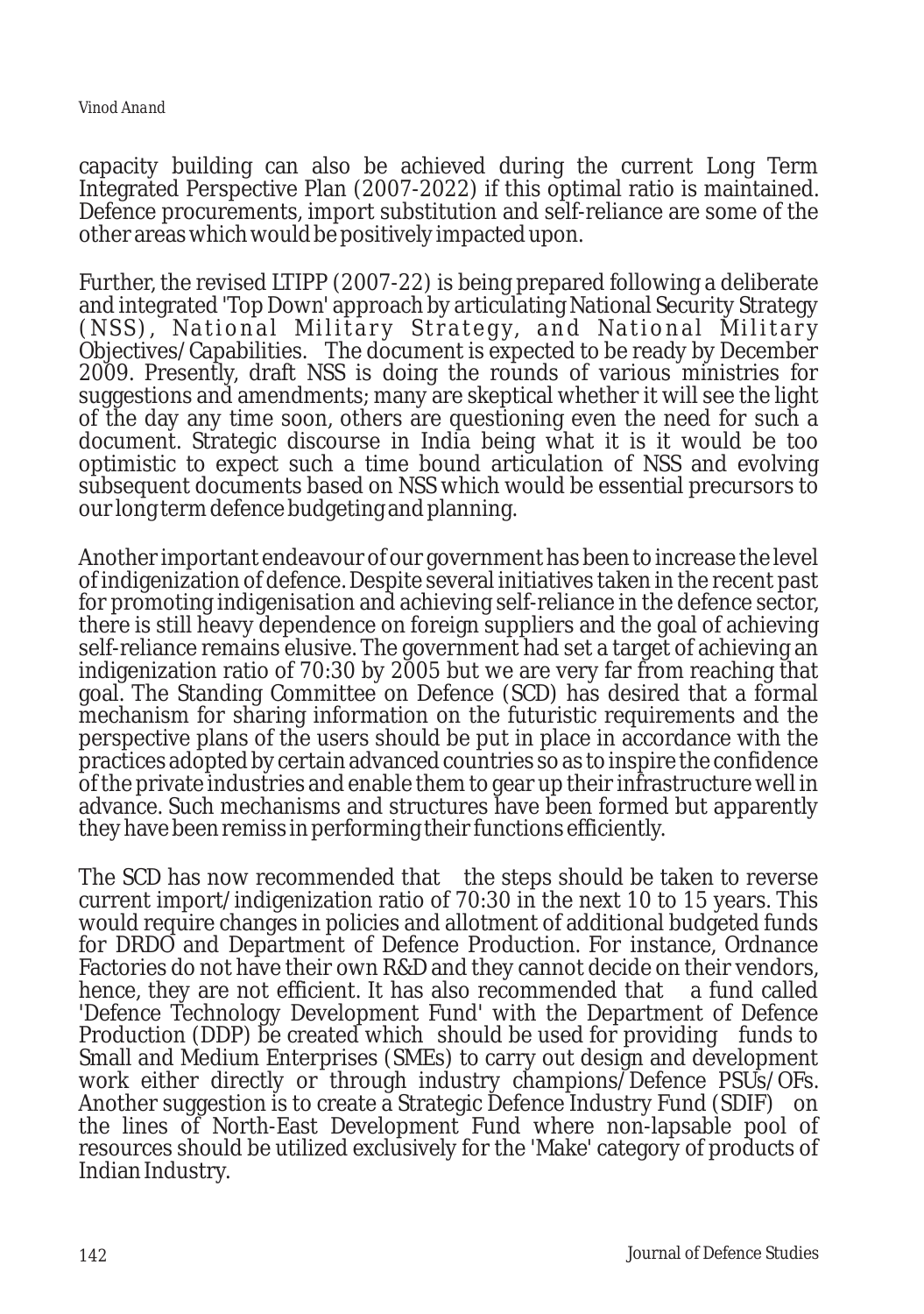capacity building can also be achieved during the current Long Term Integrated Perspective Plan (2007-2022) if this optimal ratio is maintained. Defence procurements, import substitution and self-reliance are some of the other areas which would be positively impacted upon.

Further, the revised LTIPP (2007-22) is being prepared following a deliberate and integrated 'Top Down' approach by articulating National Security Strategy (NSS), National Military Strategy, and National Military Objectives/Capabilities. The document is expected to be ready by December 2009. Presently, draft NSS is doing the rounds of various ministries for suggestions and amendments; many are skeptical whether it will see the light of the day any time soon, others are questioning even the need for such a document. Strategic discourse in India being what it is it would be too optimistic to expect such a time bound articulation of NSS and evolving subsequent documents based on NSS which would be essential precursors to our long term defence budgeting and planning.

Another important endeavour of our government has been to increase the level of indigenization of defence. Despite several initiatives taken in the recent past for promoting indigenisation and achieving self-reliance in the defence sector, there is still heavy dependence on foreign suppliers and the goal of achieving self-reliance remains elusive. The government had set a target of achieving an indigenization ratio of 70:30 by 2005 but we are very far from reaching that goal. The Standing Committee on Defence (SCD) has desired that a formal mechanism for sharing information on the futuristic requirements and the perspective plans of the users should be put in place in accordance with the practices adopted by certain advanced countries so as to inspire the confidence of the private industries and enable them to gear up their infrastructure well in advance. Such mechanisms and structures have been formed but apparently they have been remiss in performing their functions efficiently.

The SCD has now recommended that the steps should be taken to reverse current import/indigenization ratio of 70:30 in the next 10 to 15 years. This would require changes in policies and allotment of additional budgeted funds for DRDO and Department of Defence Production. For instance, Ordnance Factories do not have their own R&D and they cannot decide on their vendors, hence, they are not efficient. It has also recommended that a fund called 'Defence Technology Development Fund' with the Department of Defence Production (DDP) be created which should be used for providing funds to Small and Medium Enterprises (SMEs) to carry out design and development work either directly or through industry champions/Defence PSUs/OFs. Another suggestion is to create a Strategic Defence Industry Fund (SDIF) on the lines of North-East Development Fund where non-lapsable pool of resources should be utilized exclusively for the 'Make' category of products of Indian Industry.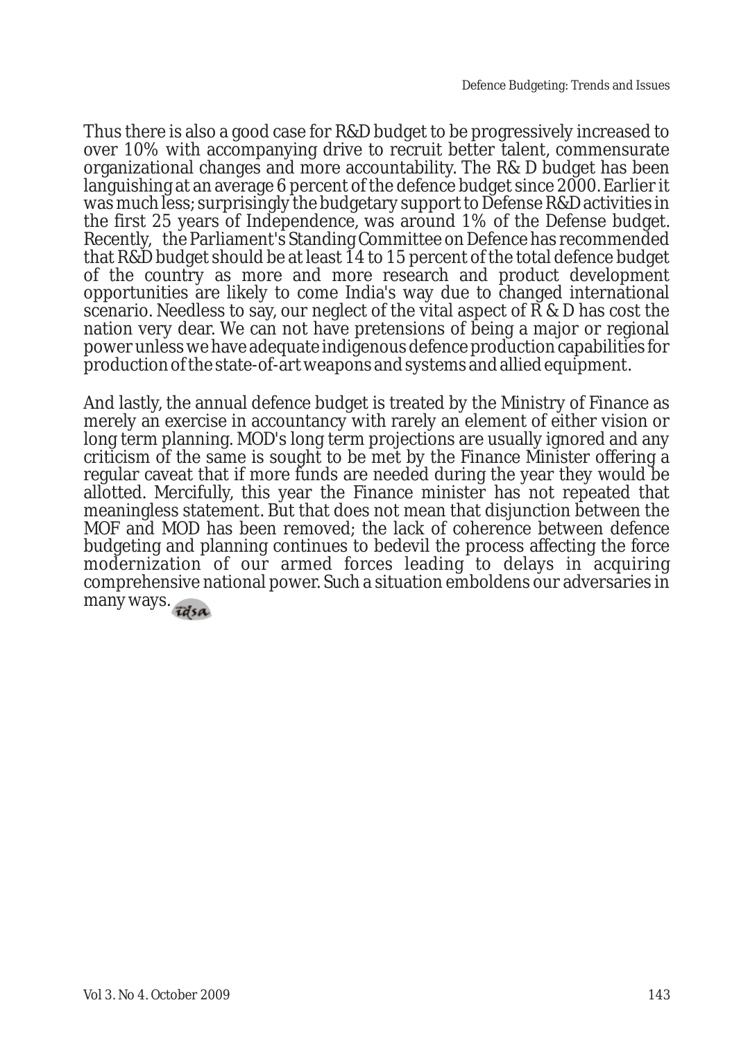Thus there is also a good case for R&D budget to be progressively increased to over 10% with accompanying drive to recruit better talent, commensurate organizational changes and more accountability. The R& D budget has been languishing at an average 6 percent of the defence budget since 2000. Earlier it was much less; surprisingly the budgetary support to Defense R&D activities in the first 25 years of Independence, was around 1% of the Defense budget. Recently, the Parliament's Standing Committee on Defence has recommended that R&D budget should be at least 14 to 15 percent of the total defence budget of the country as more and more research and product development opportunities are likely to come India's way due to changed international scenario. Needless to say, our neglect of the vital aspect of R & D has cost the nation very dear. We can not have pretensions of being a major or regional power unless we have adequate indigenous defence production capabilities for production of the state-of-art weapons and systems and allied equipment.

And lastly, the annual defence budget is treated by the Ministry of Finance as merely an exercise in accountancy with rarely an element of either vision or long term planning. MOD's long term projections are usually ignored and any criticism of the same is sought to be met by the Finance Minister offering a regular caveat that if more funds are needed during the year they would be allotted. Mercifully, this year the Finance minister has not repeated that meaningless statement. But that does not mean that disjunction between the MOF and MOD has been removed; the lack of coherence between defence budgeting and planning continues to bedevil the process affecting the force modernization of our armed forces leading to delays in acquiring comprehensive national power. Such a situation emboldens our adversaries in many ways.